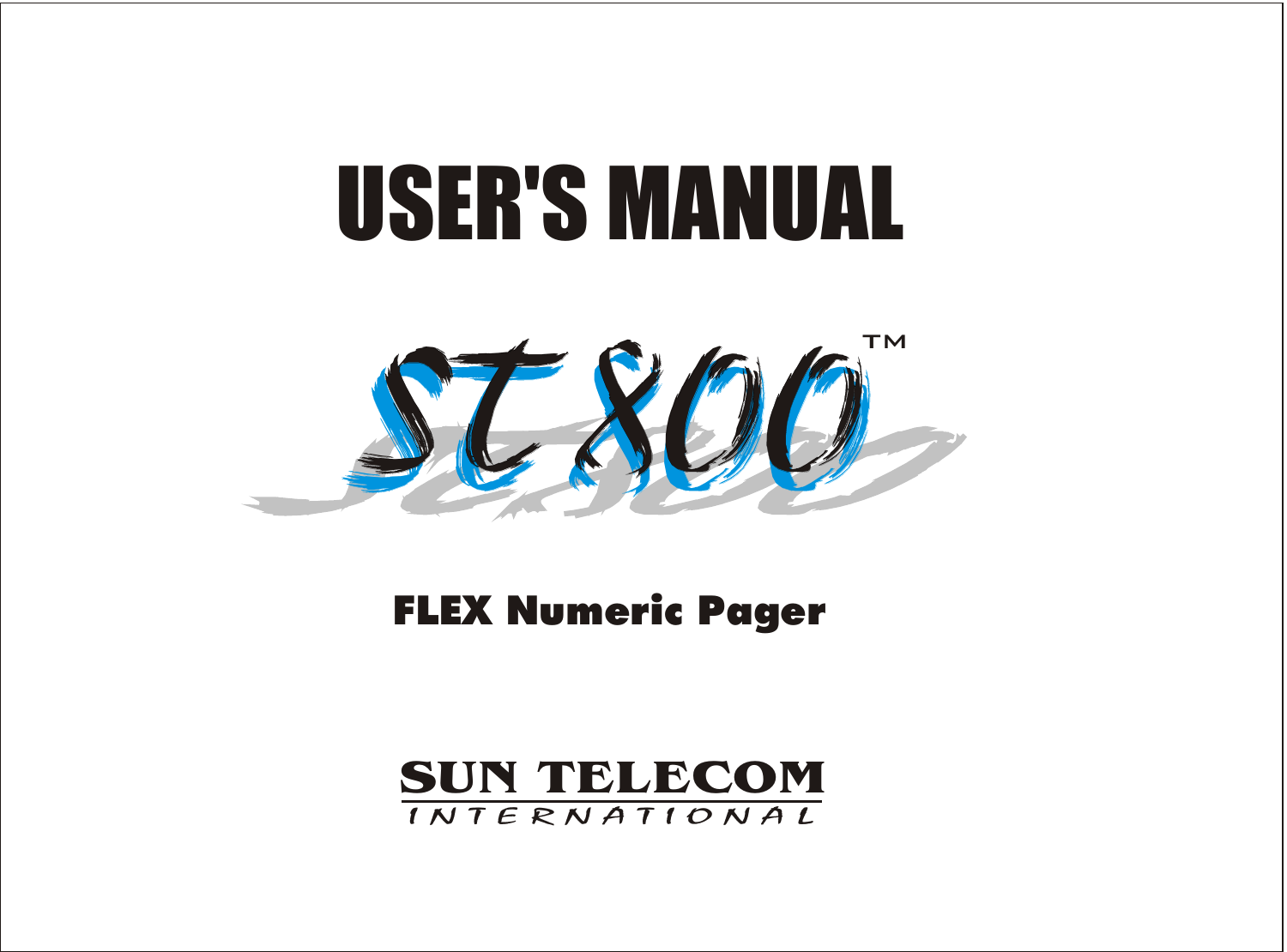# USER'S MANUAL

## ST800™

### FLEX Numeric Pager

**SUN TELECOM**
INTERNATIONAL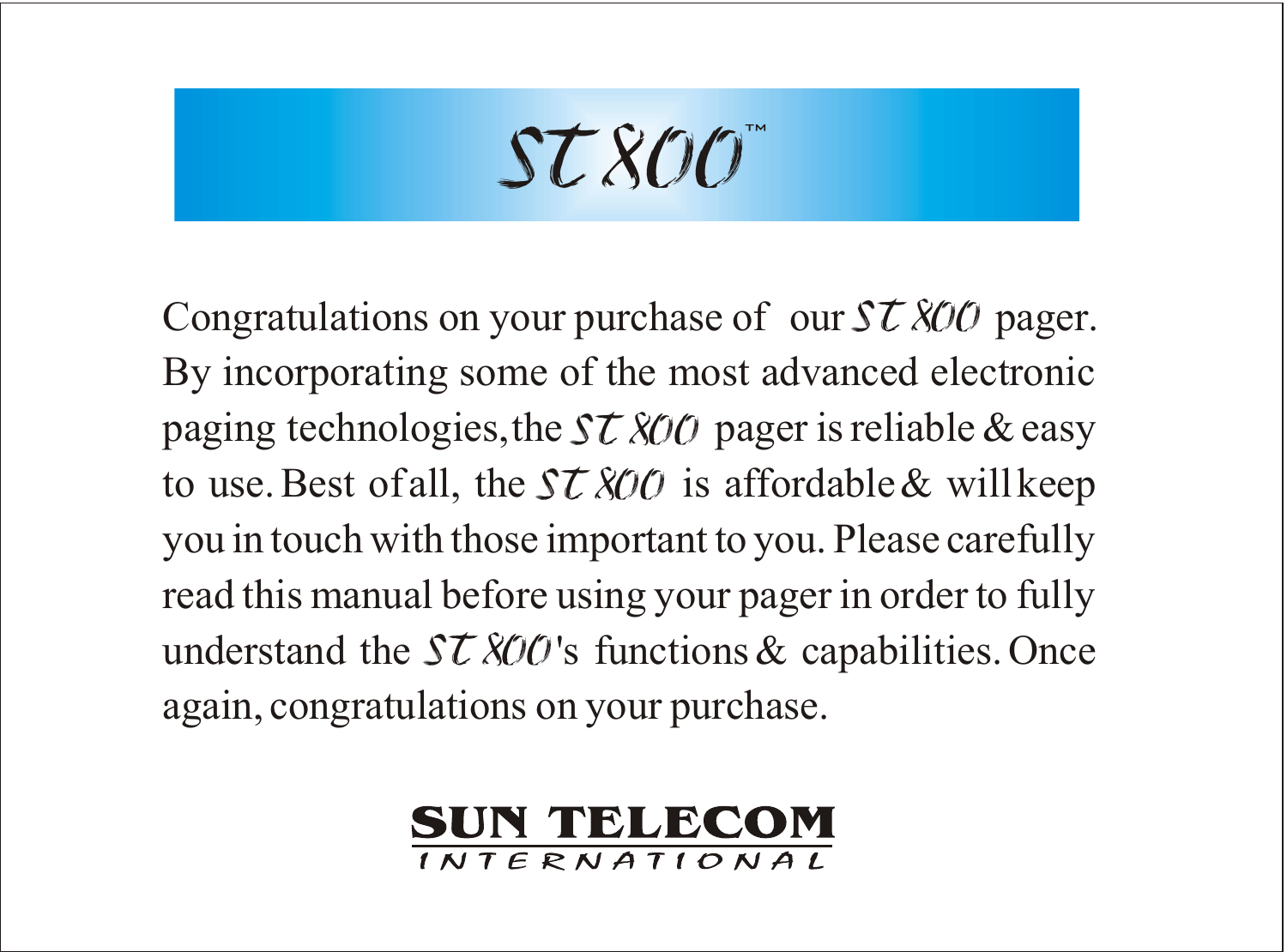# ST800™

Congratulations on your purchase of our ST800 pager. By incorporating some of the most advanced electronic paging technologies, the ST800 pager is reliable & easy to use. Best of all, the ST800 is affordable & will keep you in touch with those important to you. Please carefully read this manual before using your pager in order to fully understand the ST800's functions & capabilities. Once again, congratulations on your purchase.

**SUN TELECOM**
INTERNATIONAL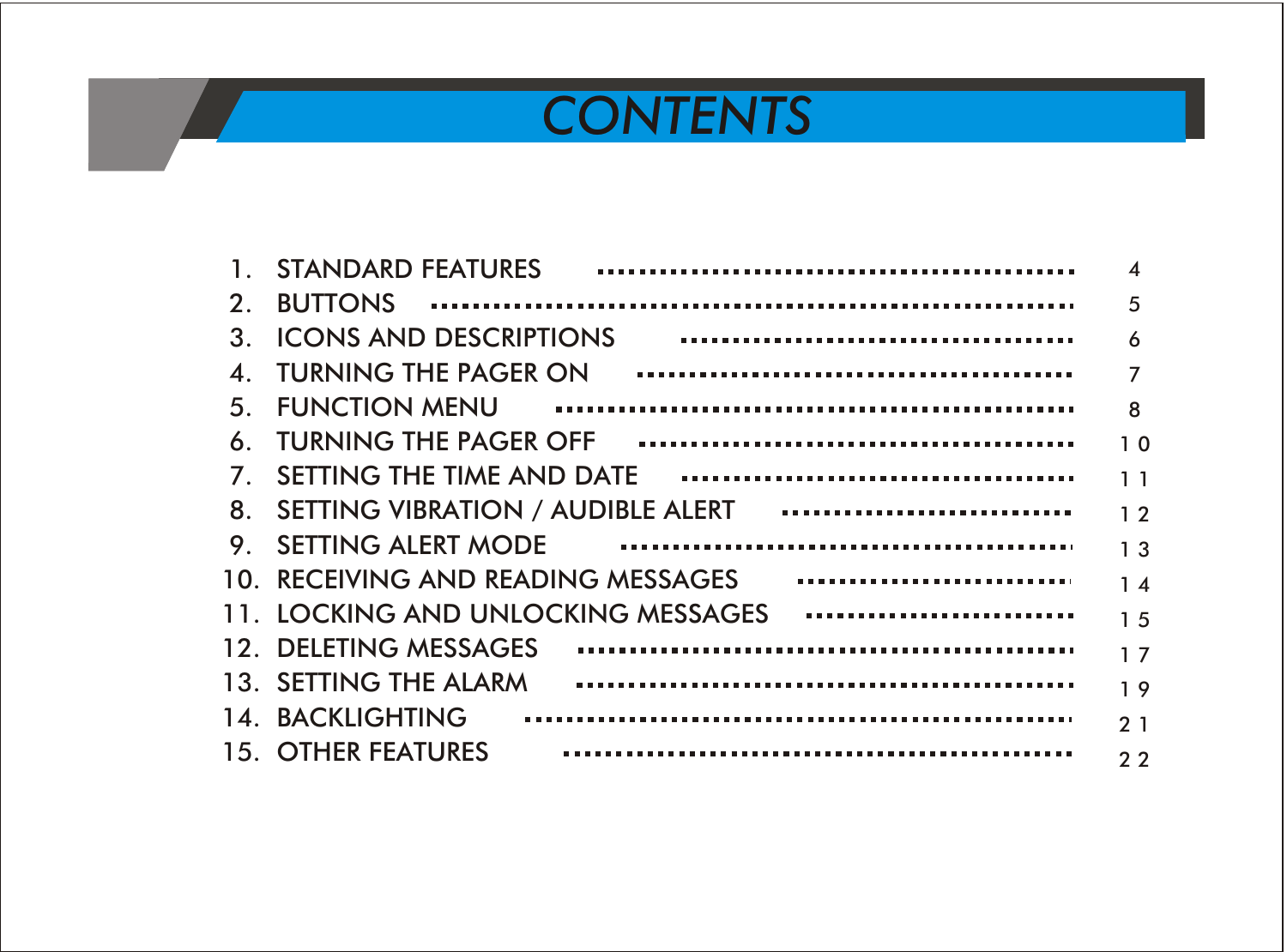# CONTENTS

1. STANDARD FEATURES ........................................ 4
2. BUTTONS ........................................ 5
3. ICONS AND DESCRIPTIONS ........................................ 6
4. TURNING THE PAGER ON ........................................ 7
5. FUNCTION MENU ........................................ 8
6. TURNING THE PAGER OFF ........................................ 10
7. SETTING THE TIME AND DATE ........................................ 11
8. SETTING VIBRATION / AUDIBLE ALERT ........................................ 12
9. SETTING ALERT MODE ........................................ 13
10. RECEIVING AND READING MESSAGES ........................................ 14
11. LOCKING AND UNLOCKING MESSAGES ........................................ 15
12. DELETING MESSAGES ........................................ 17
13. SETTING THE ALARM ........................................ 19
14. BACKLIGHTING ........................................ 21
15. OTHER FEATURES ........................................ 22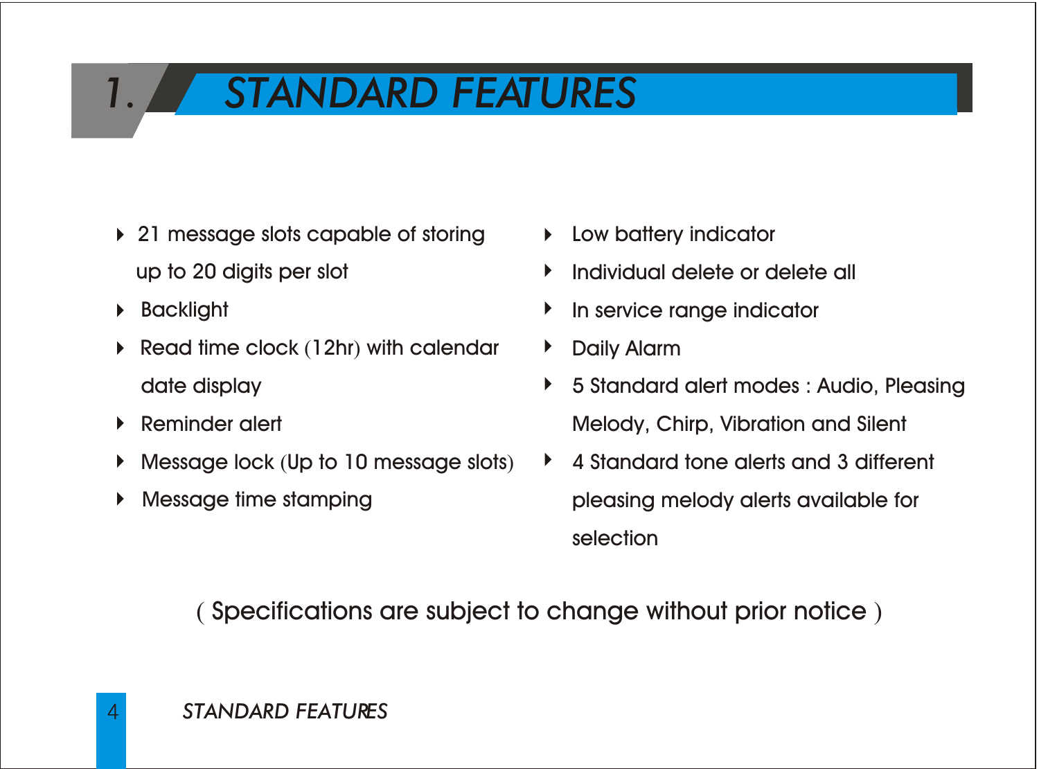# 1. STANDARD FEATURES

- 21 message slots capable of storing up to 20 digits per slot
- Backlight
- Read time clock (12hr) with calendar date display
- Reminder alert
- Message lock (Up to 10 message slots)
- Message time stamping
- Low battery indicator
- Individual delete or delete all
- In service range indicator
- Daily Alarm
- 5 Standard alert modes : Audio, Pleasing Melody, Chirp, Vibration and Silent
- 4 Standard tone alerts and 3 different pleasing melody alerts available for selection

( Specifications are subject to change without prior notice )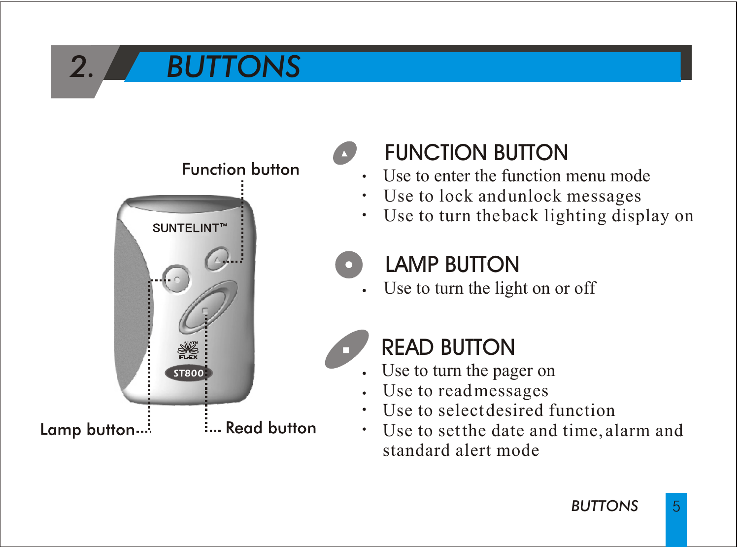# 2. BUTTONS

Function button

Lamp button

Read button

## FUNCTION BUTTON

- Use to enter the function menu mode
- Use to lock and unlock messages
- Use to turn the back lighting display on

## LAMP BUTTON

- Use to turn the light on or off

## READ BUTTON

- Use to turn the pager on
- Use to read messages
- Use to select desired function
- Use to set the date and time, alarm and standard alert mode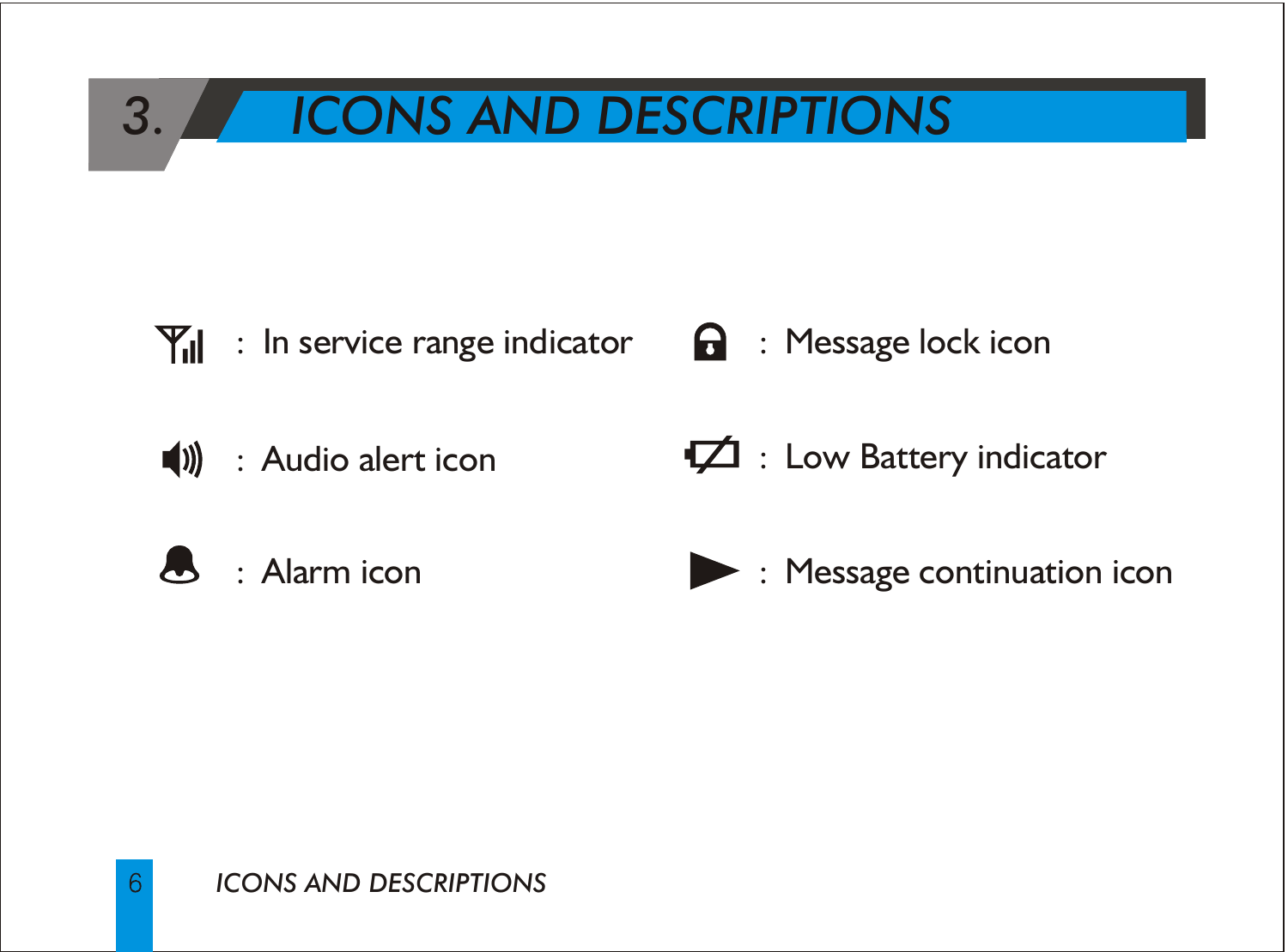# 3. ICONS AND DESCRIPTIONS

- : In service range indicator
- : Message lock icon
- : Audio alert icon
- : Low Battery indicator
- : Alarm icon
- : Message continuation icon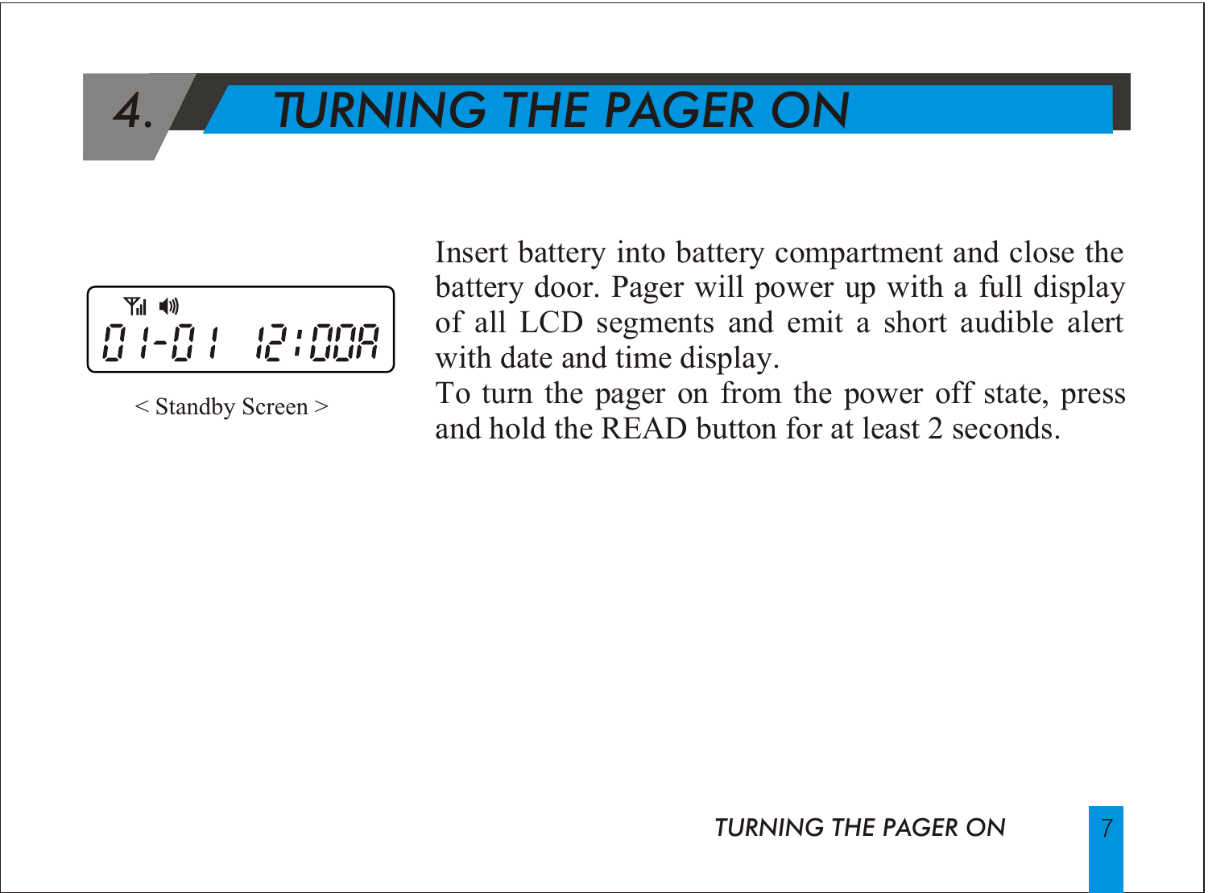# 4. TURNING THE PAGER ON

01-01 12:00A

< Standby Screen >

Insert battery into battery compartment and close the battery door. Pager will power up with a full display of all LCD segments and emit a short audible alert with date and time display.

To turn the pager on from the power off state, press and hold the READ button for at least 2 seconds.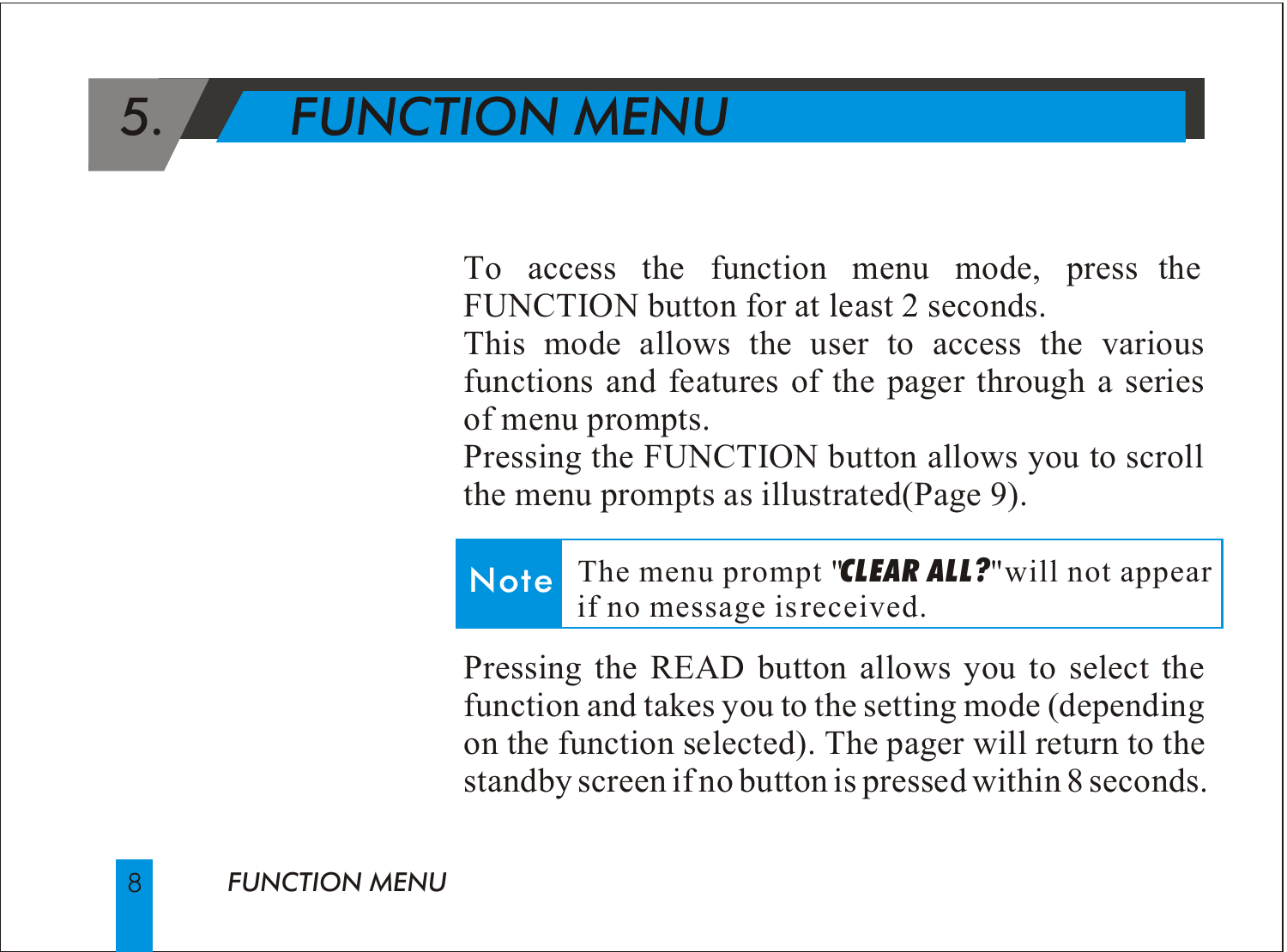# 5. FUNCTION MENU

To access the function menu mode, press the FUNCTION button for at least 2 seconds.
This mode allows the user to access the various functions and features of the pager through a series of menu prompts.
Pressing the FUNCTION button allows you to scroll the menu prompts as illustrated(Page 9).

**Note** The menu prompt "***CLEAR ALL?***"will not appear if no message isreceived.

Pressing the READ button allows you to select the function and takes you to the setting mode (depending on the function selected). The pager will return to the standby screen if no button is pressed within 8 seconds.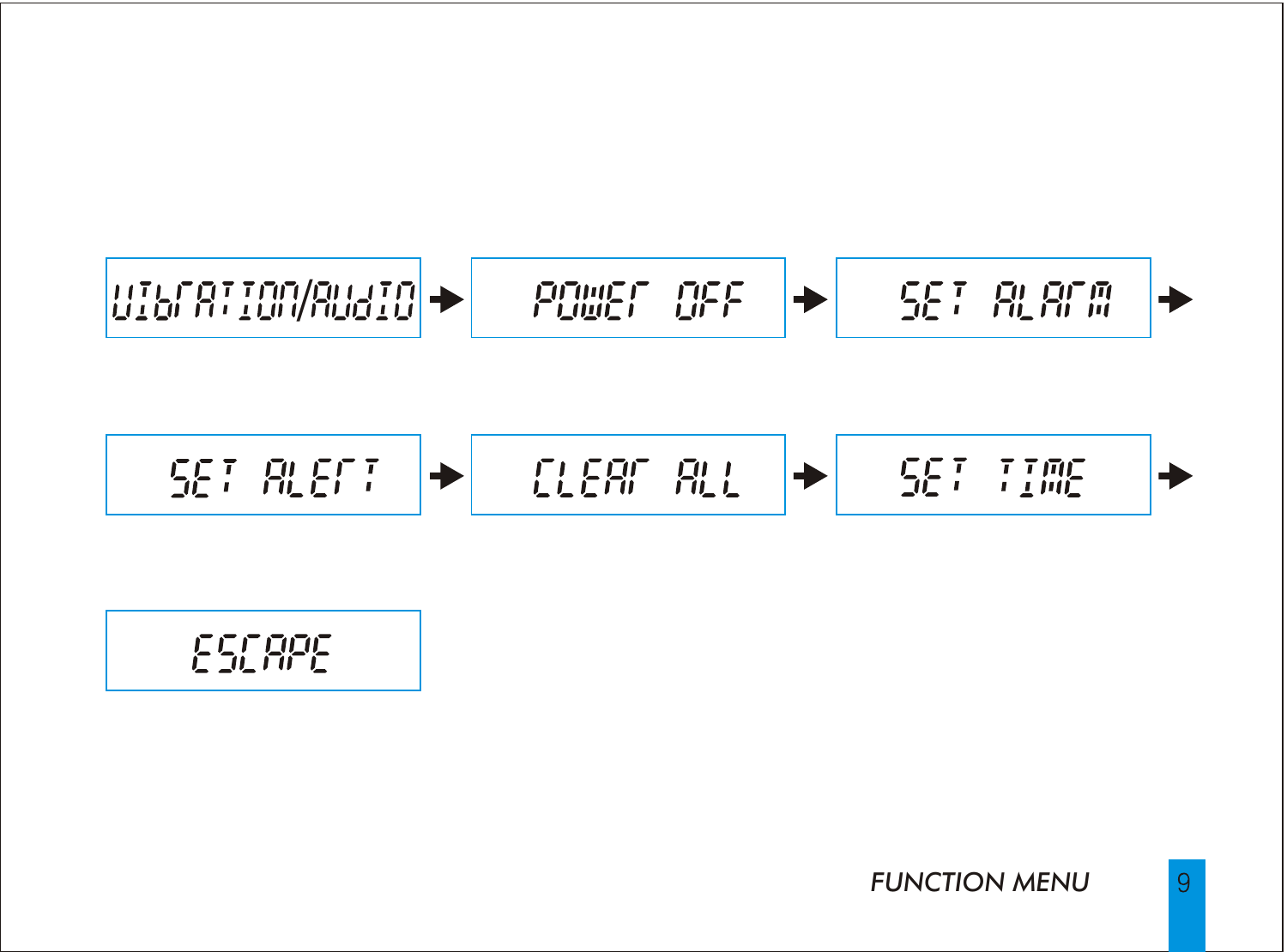VIBRATION/AUDIO → POWER OFF → SET ALARM →

SET ALERT → CLEAR ALL → SET TIME →

ESCAPE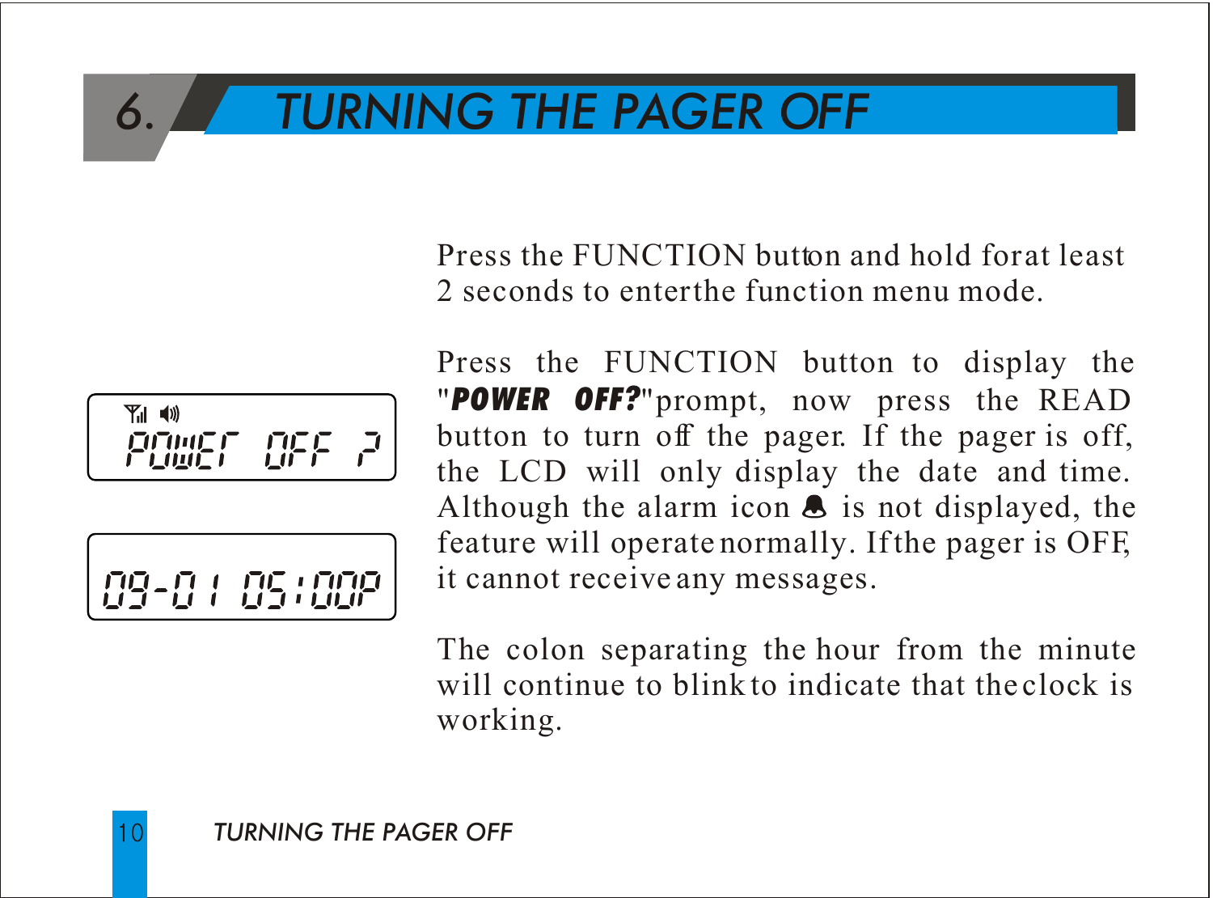# 6. TURNING THE PAGER OFF

POWER OFF ?

09-01 05:00P

Press the FUNCTION button and hold for at least 2 seconds to enter the function menu mode.

Press the FUNCTION button to display the "***POWER OFF?***" prompt, now press the READ button to turn off the pager. If the pager is off, the LCD will only display the date and time. Although the alarm icon is not displayed, the feature will operate normally. If the pager is OFF, it cannot receive any messages.

The colon separating the hour from the minute will continue to blink to indicate that the clock is working.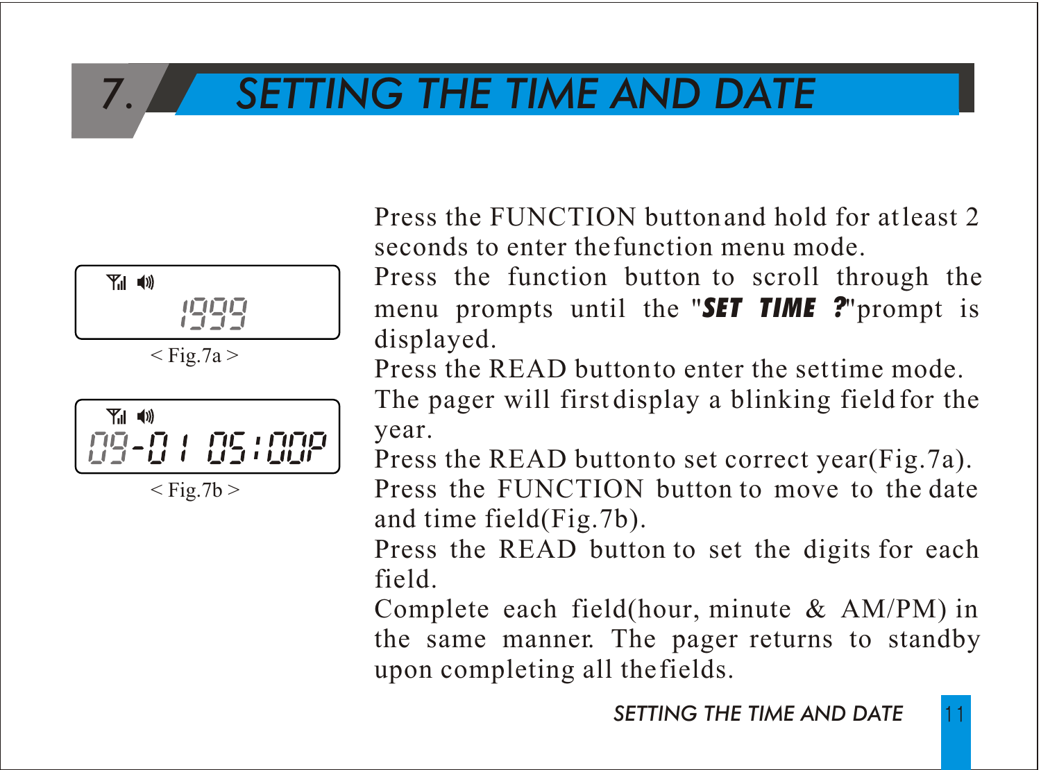# 7. SETTING THE TIME AND DATE

1999

< Fig.7a >

09-01 05:00P

< Fig.7b >

Press the FUNCTION button and hold for at least 2 seconds to enter the function menu mode.

Press the function button to scroll through the menu prompts until the "**SET TIME ?**" prompt is displayed.

Press the READ button to enter the set time mode.

The pager will first display a blinking field for the year.

Press the READ button to set correct year(Fig.7a).

Press the FUNCTION button to move to the date and time field(Fig.7b).

Press the READ button to set the digits for each field.

Complete each field(hour, minute & AM/PM) in the same manner. The pager returns to standby upon completing all the fields.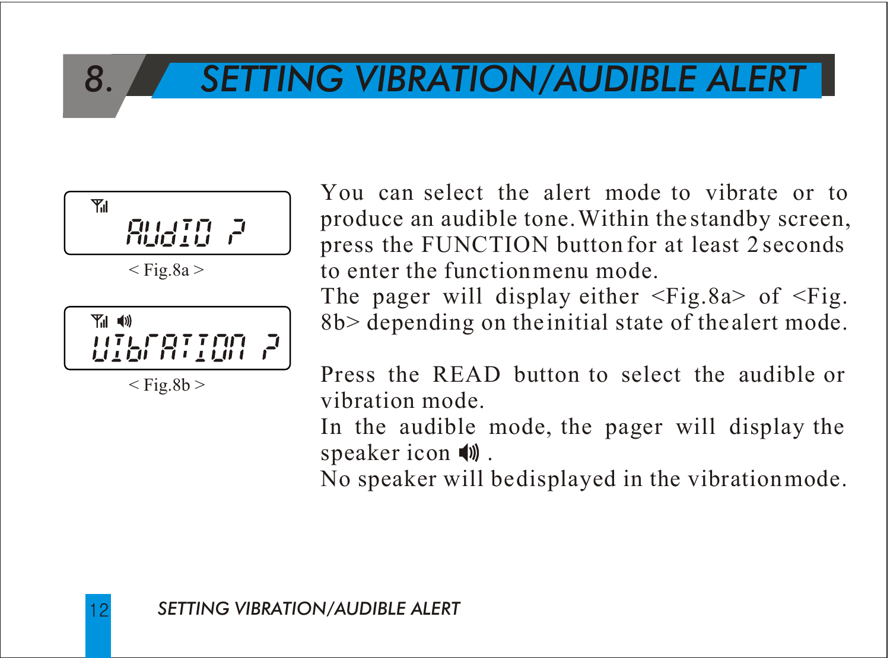# 8. SETTING VIBRATION/AUDIBLE ALERT

AUdIO ?

< Fig.8a >

VIbrATION ?

< Fig.8b >

You can select the alert mode to vibrate or to produce an audible tone. Within the standby screen, press the FUNCTION button for at least 2 seconds to enter the function menu mode.
The pager will display either <Fig.8a> of <Fig. 8b> depending on the initial state of the alert mode.

Press the READ button to select the audible or vibration mode.
In the audible mode, the pager will display the speaker icon 🔊 .
No speaker will be displayed in the vibration mode.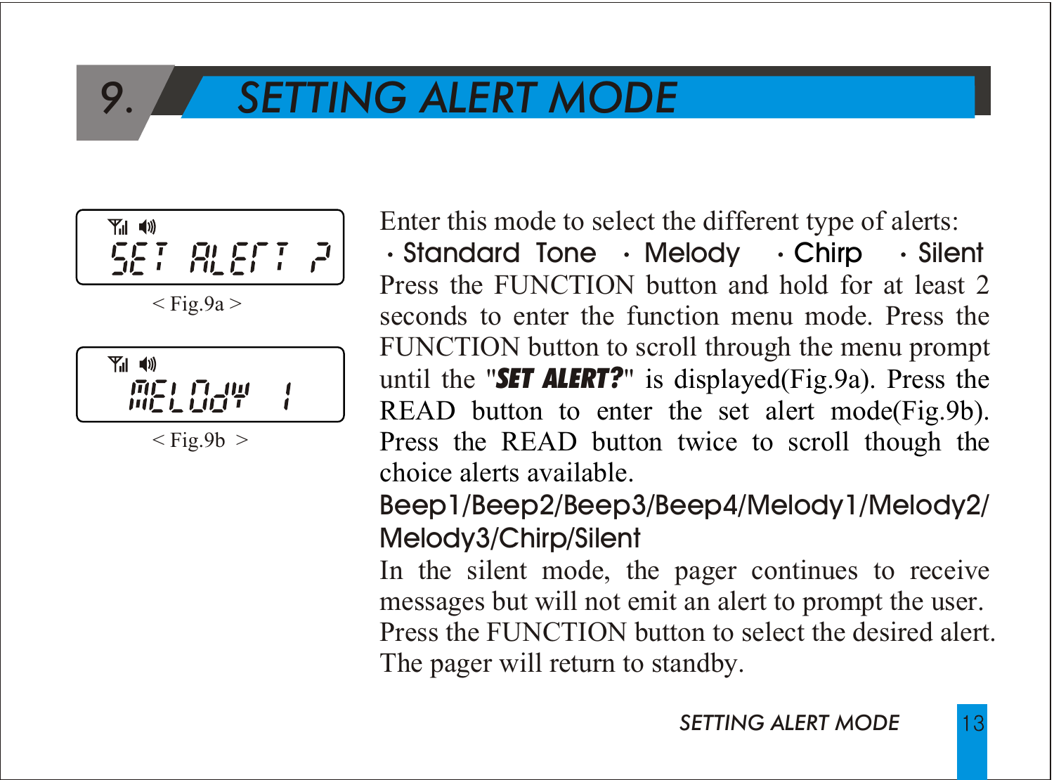# 9. SETTING ALERT MODE

SET ALERT ?

< Fig.9a >

MELODY 1

< Fig.9b >

Enter this mode to select the different type of alerts:

- Standard Tone
- Melody
- Chirp
- Silent

Press the FUNCTION button and hold for at least 2 seconds to enter the function menu mode. Press the FUNCTION button to scroll through the menu prompt until the "***SET ALERT?***" is displayed(Fig.9a). Press the READ button to enter the set alert mode(Fig.9b). Press the READ button twice to scroll though the choice alerts available.

Beep1/Beep2/Beep3/Beep4/Melody1/Melody2/Melody3/Chirp/Silent

In the silent mode, the pager continues to receive messages but will not emit an alert to prompt the user.
Press the FUNCTION button to select the desired alert.
The pager will return to standby.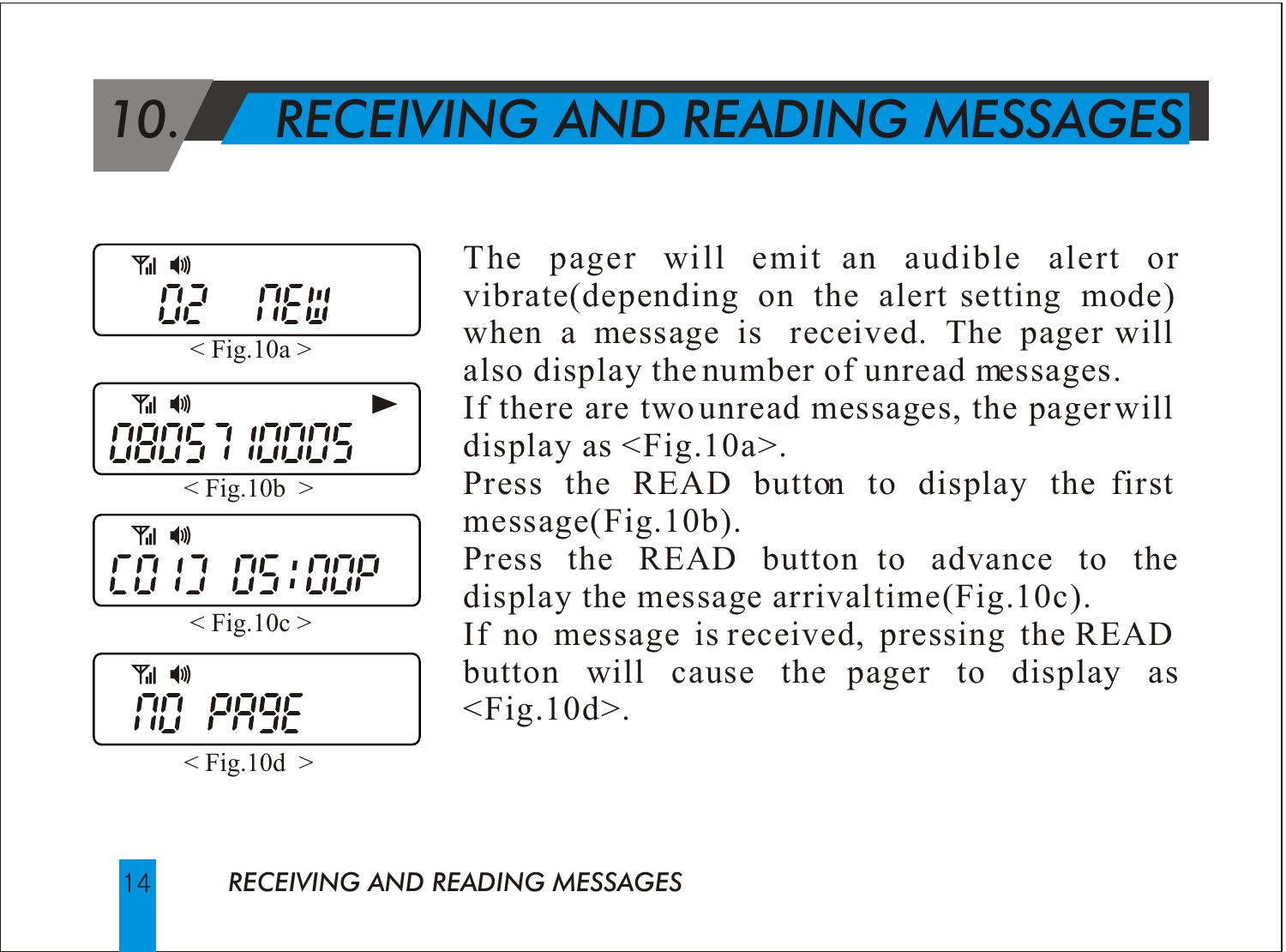# 10. RECEIVING AND READING MESSAGES

02 NEW

< Fig.10a >

08057 10005

< Fig.10b >

C0 12 05:00P

< Fig.10c >

NO PAGE

< Fig.10d >

The pager will emit an audible alert or vibrate(depending on the alert setting mode) when a message is received. The pager will also display the number of unread messages.

If there are two unread messages, the pager will display as <Fig.10a>.

Press the READ button to display the first message(Fig.10b).

Press the READ button to advance to the display the message arrival time(Fig.10c).

If no message is received, pressing the READ button will cause the pager to display as <Fig.10d>.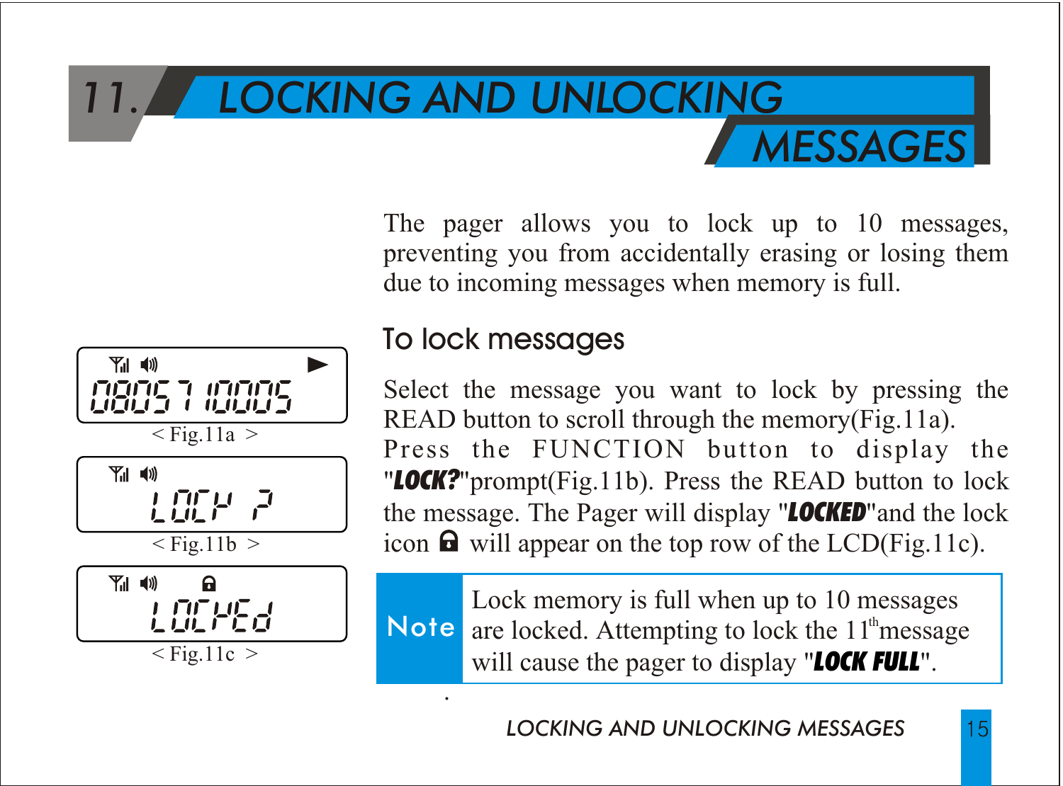# 11. LOCKING AND UNLOCKING MESSAGES

The pager allows you to lock up to 10 messages, preventing you from accidentally erasing or losing them due to incoming messages when memory is full.

## To lock messages

Select the message you want to lock by pressing the READ button to scroll through the memory(Fig.11a). Press the FUNCTION button to display the "**LOCK?**"prompt(Fig.11b). Press the READ button to lock the message. The Pager will display "**LOCKED**"and the lock icon will appear on the top row of the LCD(Fig.11c).

< Fig.11a >

< Fig.11b >

< Fig.11c >

**Note**: Lock memory is full when up to 10 messages are locked. Attempting to lock the 11th message will cause the pager to display "**LOCK FULL**".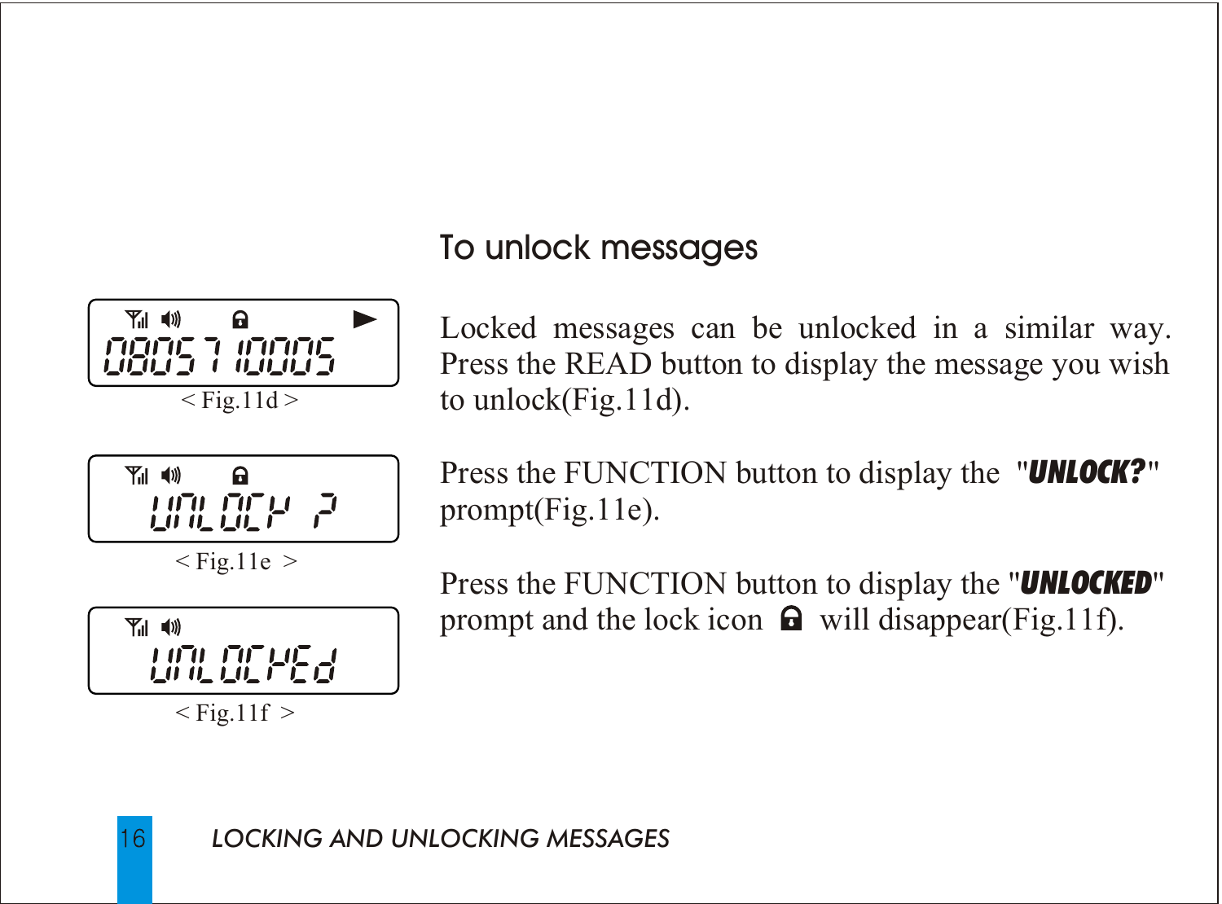## To unlock messages

Locked messages can be unlocked in a similar way. Press the READ button to display the message you wish to unlock(Fig.11d).

< Fig.11d >

Press the FUNCTION button to display the "***UNLOCK?***" prompt(Fig.11e).

< Fig.11e >

Press the FUNCTION button to display the "***UNLOCKED***" prompt and the lock icon will disappear(Fig.11f).

< Fig.11f >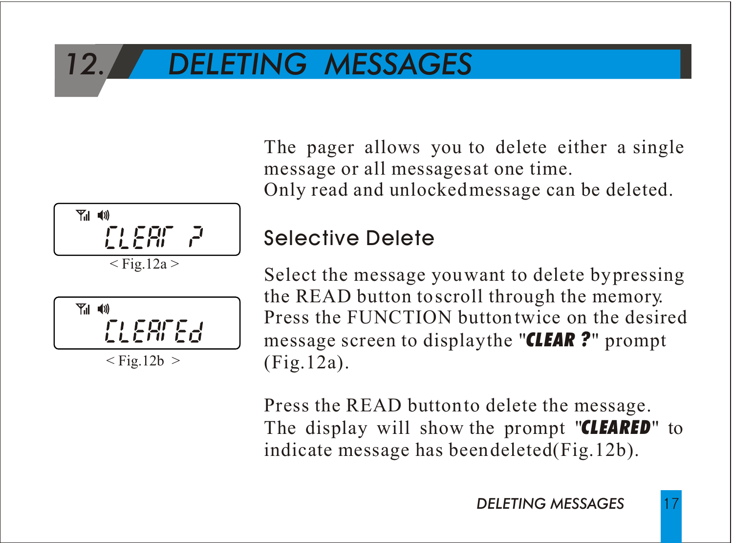# 12. DELETING MESSAGES

The pager allows you to delete either a single message or all messagesat one time.
Only read and unlockedmessage can be deleted.

CLEAR ?

< Fig.12a >

CLEArEd

< Fig.12b >

## Selective Delete

Select the message youwant to delete bypressing the READ button toscroll through the memory. Press the FUNCTION buttontwice on the desired message screen to displaythe "**CLEAR ?**" prompt (Fig.12a).

Press the READ buttonto delete the message. The display will show the prompt "**CLEARED**" to indicate message has beendeleted(Fig.12b).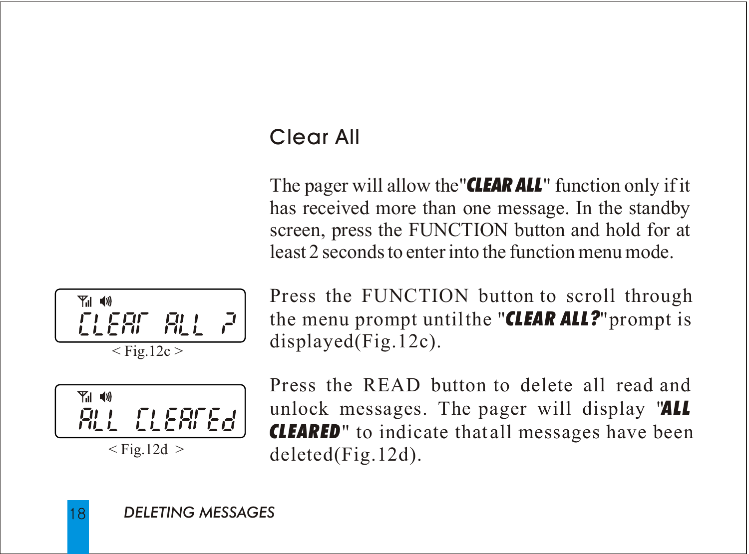## Clear All

The pager will allow the "***CLEAR ALL***" function only if it has received more than one message. In the standby screen, press the FUNCTION button and hold for at least 2 seconds to enter into the function menu mode.

Press the FUNCTION button to scroll through the menu prompt until the "***CLEAR ALL?***" prompt is displayed (Fig.12c).

CLEAR ALL ?

< Fig.12c >

Press the READ button to delete all read and unlock messages. The pager will display "***ALL CLEARED***" to indicate that all messages have been deleted (Fig.12d).

ALL CLEARED

< Fig.12d >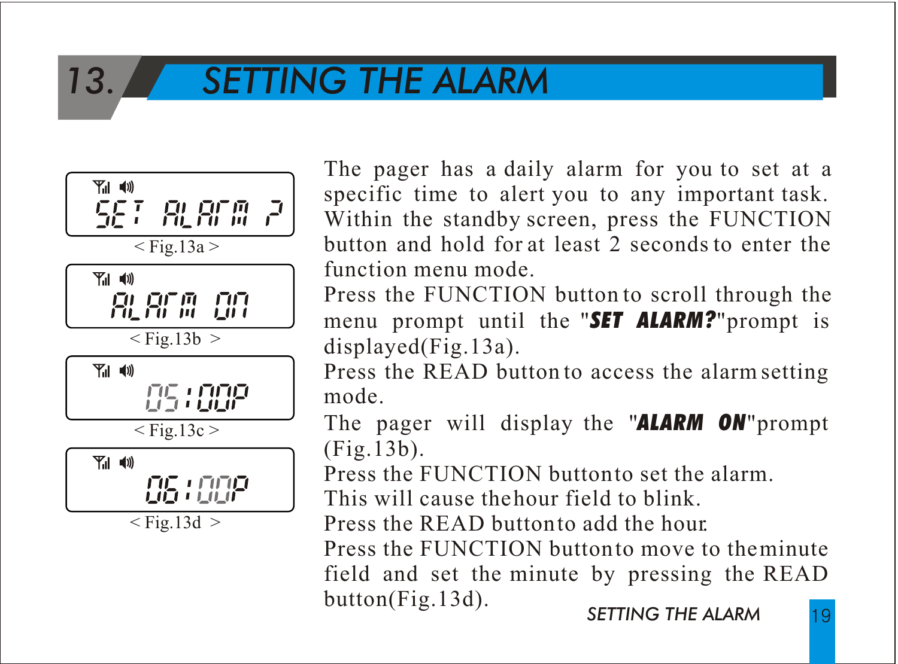# 13. SETTING THE ALARM

SET ALARM ?

< Fig.13a >

ALARM ON

< Fig.13b >

05:00P

< Fig.13c >

06:00P

< Fig.13d >

The pager has a daily alarm for you to set at a specific time to alert you to any important task. Within the standby screen, press the FUNCTION button and hold for at least 2 seconds to enter the function menu mode.

Press the FUNCTION button to scroll through the menu prompt until the "**SET ALARM?**" prompt is displayed(Fig.13a).

Press the READ button to access the alarm setting mode.

The pager will display the "**ALARM ON**" prompt (Fig.13b).

Press the FUNCTION button to set the alarm.

This will cause the hour field to blink.

Press the READ button to add the hour.

Press the FUNCTION button to move to the minute field and set the minute by pressing the READ button(Fig.13d).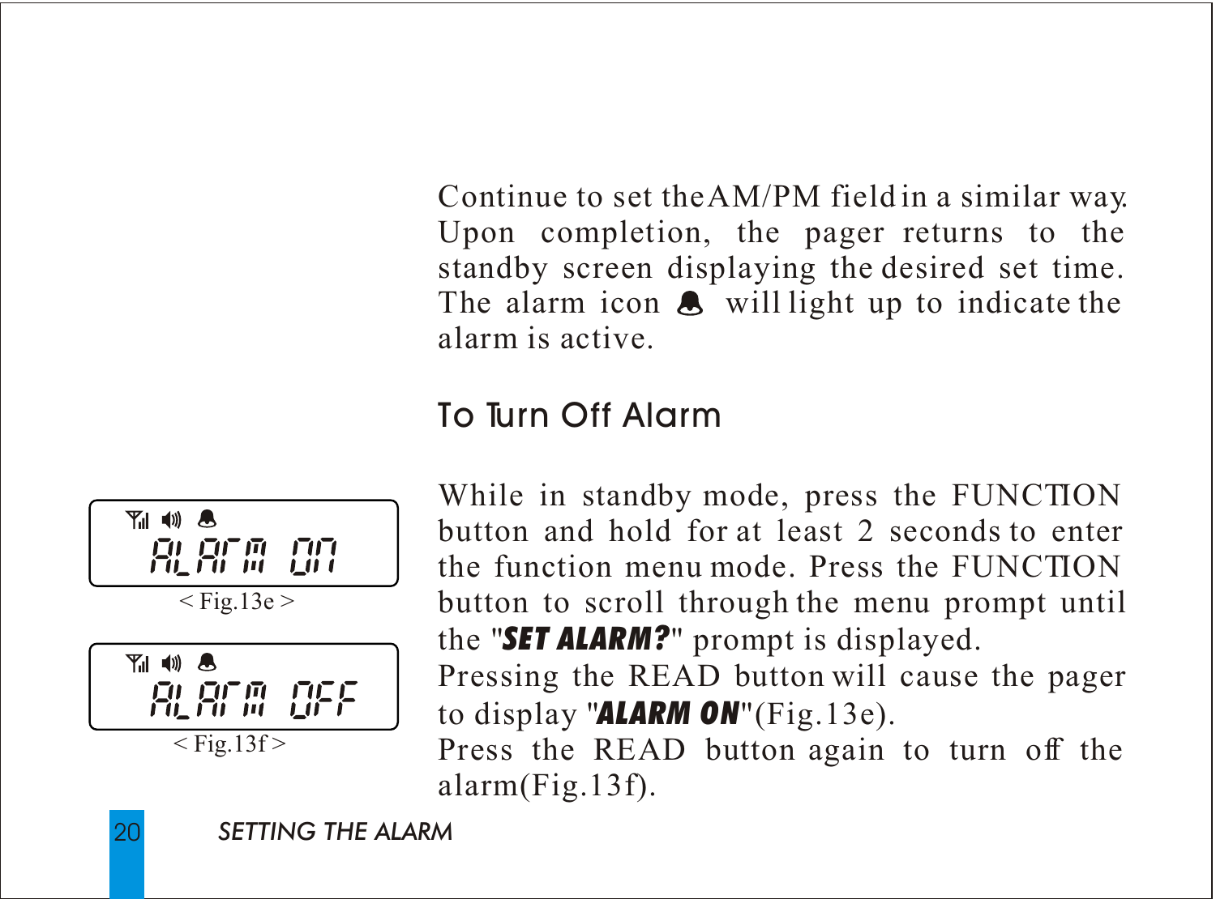Continue to set the AM/PM field in a similar way. Upon completion, the pager returns to the standby screen displaying the desired set time. The alarm icon 🔔 will light up to indicate the alarm is active.

## To Turn Off Alarm

While in standby mode, press the FUNCTION button and hold for at least 2 seconds to enter the function menu mode. Press the FUNCTION button to scroll through the menu prompt until the "***SET ALARM?***" prompt is displayed.

Pressing the READ button will cause the pager to display "***ALARM ON***"(Fig.13e).

Press the READ button again to turn off the alarm(Fig.13f).

ALARM ON

< Fig.13e >

ALARM OFF

< Fig.13f >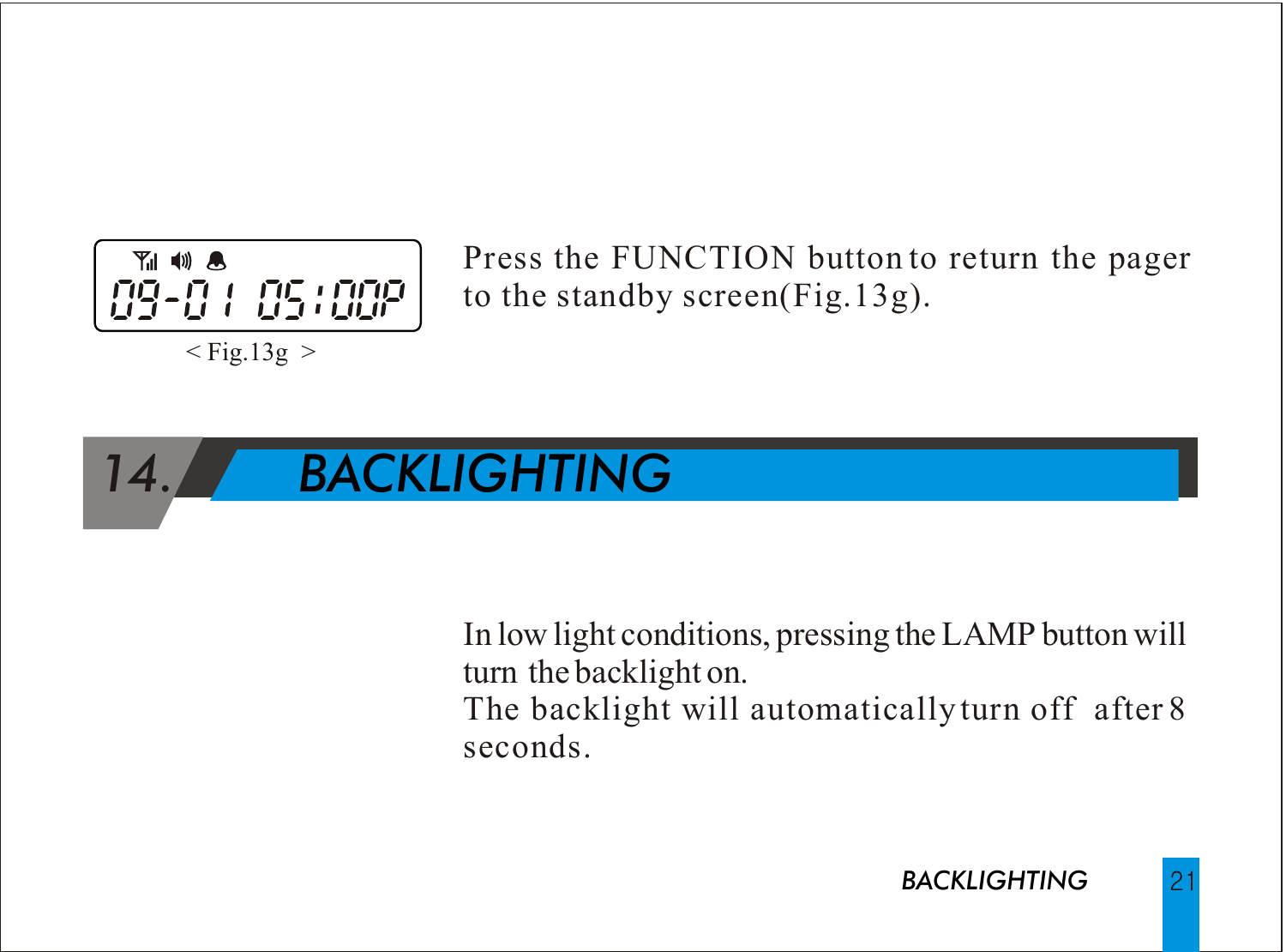09-01 05:00P

< Fig.13g >

Press the FUNCTION button to return the pager to the standby screen(Fig.13g).

## 14. BACKLIGHTING

In low light conditions, pressing the LAMP button will turn the backlight on.
The backlight will automatically turn off after 8 seconds.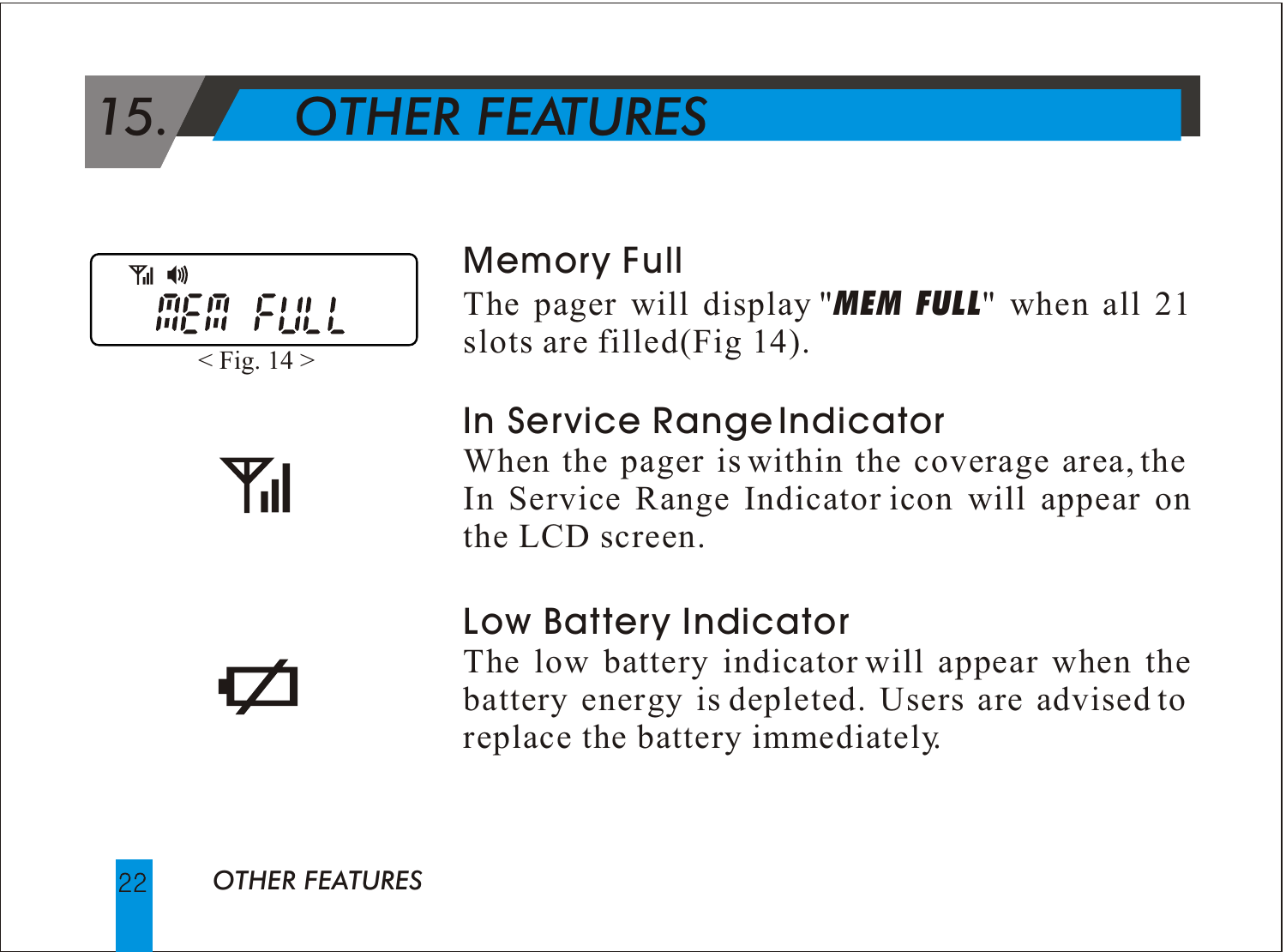# 15. OTHER FEATURES

< Fig. 14 >

## Memory Full

The pager will display "***MEM FULL***" when all 21 slots are filled(Fig 14).

## In Service Range Indicator

When the pager is within the coverage area, the In Service Range Indicator icon will appear on the LCD screen.

## Low Battery Indicator

The low battery indicator will appear when the battery energy is depleted. Users are advised to replace the battery immediately.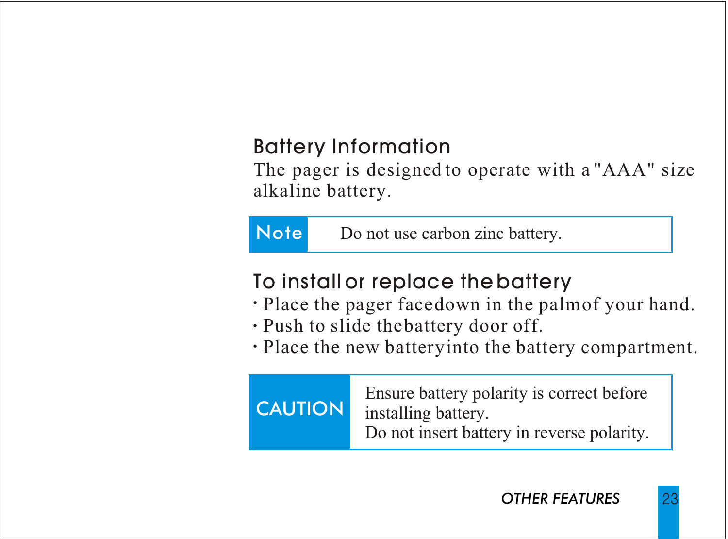## Battery Information

The pager is designed to operate with a "AAA" size alkaline battery.

| Note | Do not use carbon zinc battery. |
|---|---|

## To install or replace the battery

- Place the pager facedown in the palm of your hand.
- Push to slide the battery door off.
- Place the new battery into the battery compartment.

| CAUTION | Ensure battery polarity is correct before installing battery. Do not insert battery in reverse polarity. |
|---|---|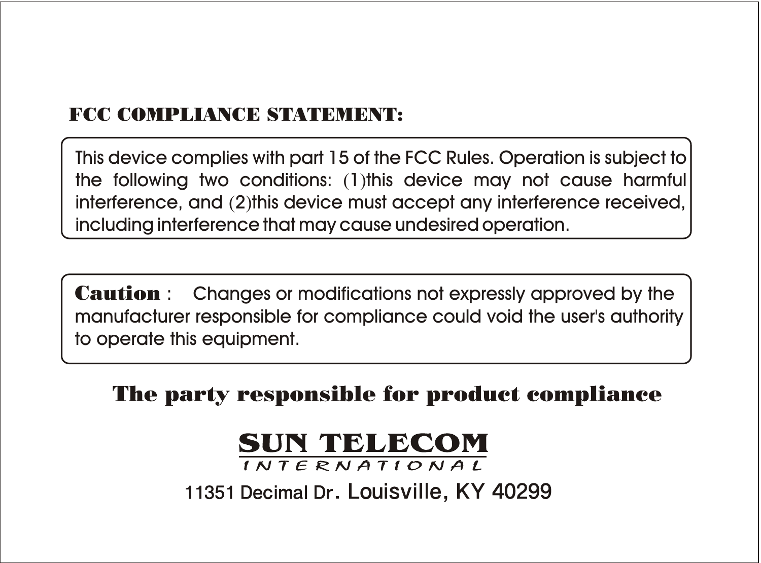## FCC COMPLIANCE STATEMENT:

This device complies with part 15 of the FCC Rules. Operation is subject to the following two conditions: (1)this device may not cause harmful interference, and (2)this device must accept any interference received, including interference that may cause undesired operation.

**Caution** : Changes or modifications not expressly approved by the manufacturer responsible for compliance could void the user's authority to operate this equipment.

**The party responsible for product compliance**

**SUN TELECOM**
INTERNATIONAL

11351 Decimal Dr. Louisville, KY 40299